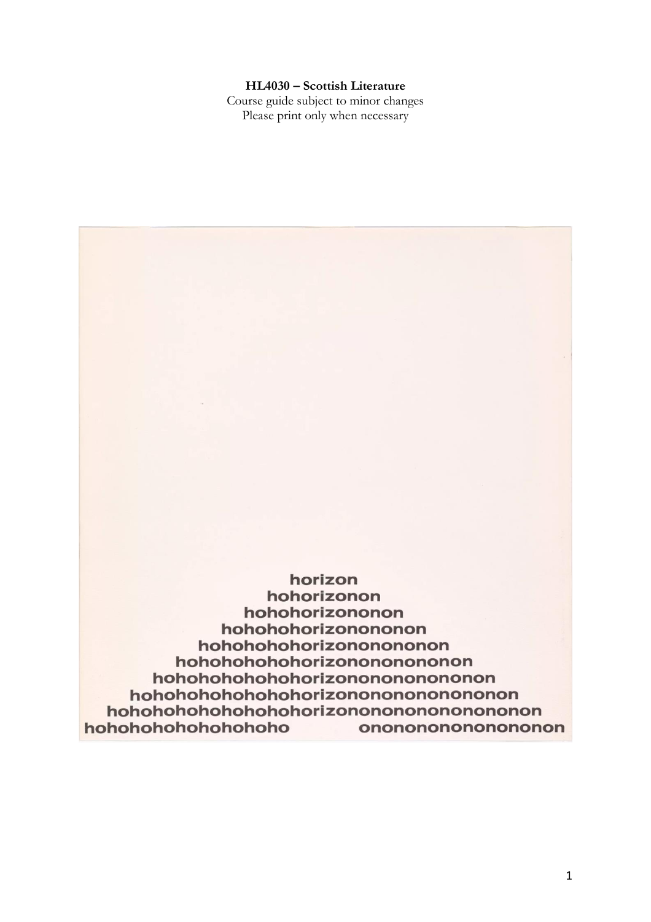**HL4030 – Scottish Literature**

Course guide subject to minor changes

Please print only when necessary

```
                    horizon
                  hohorizonon
                hohohorizononon
              hohohohorizonononon
            hohohohohorizononononon
          hohohohohohorizonononononon
        hohohohohohohorizononononononon
      hohohohohohohohorizonononononononon
    hohohohohohohohohorizononononononononon
  hohohohohohohohoho          ononononononononon
```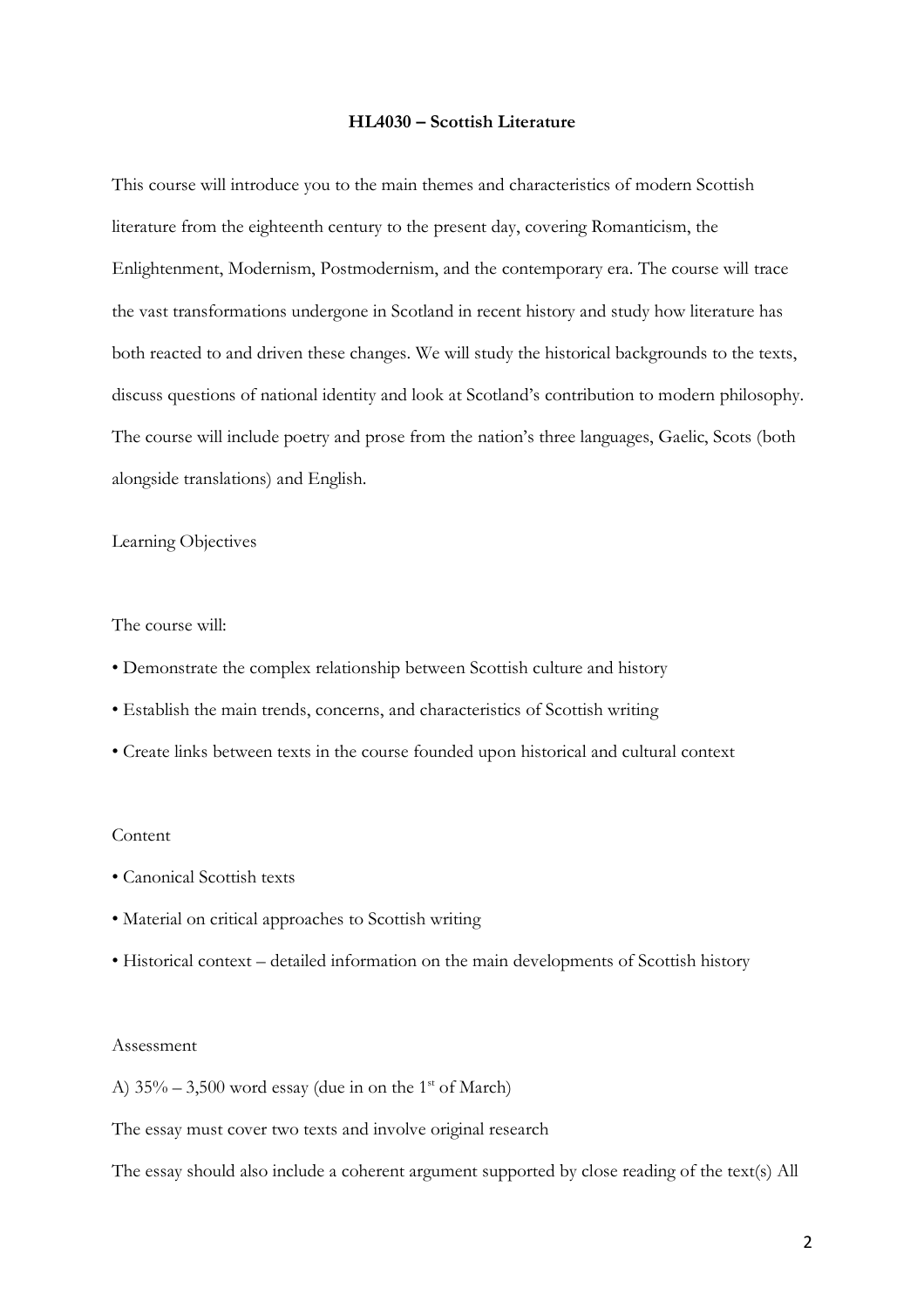**HL4030 – Scottish Literature**

This course will introduce you to the main themes and characteristics of modern Scottish literature from the eighteenth century to the present day, covering Romanticism, the Enlightenment, Modernism, Postmodernism, and the contemporary era. The course will trace the vast transformations undergone in Scotland in recent history and study how literature has both reacted to and driven these changes. We will study the historical backgrounds to the texts, discuss questions of national identity and look at Scotland's contribution to modern philosophy. The course will include poetry and prose from the nation's three languages, Gaelic, Scots (both alongside translations) and English.

Learning Objectives

The course will:

- Demonstrate the complex relationship between Scottish culture and history
- Establish the main trends, concerns, and characteristics of Scottish writing
- Create links between texts in the course founded upon historical and cultural context

Content

- Canonical Scottish texts
- Material on critical approaches to Scottish writing
- Historical context – detailed information on the main developments of Scottish history

Assessment

A) 35% – 3,500 word essay (due in on the 1st of March)

The essay must cover two texts and involve original research

The essay should also include a coherent argument supported by close reading of the text(s) All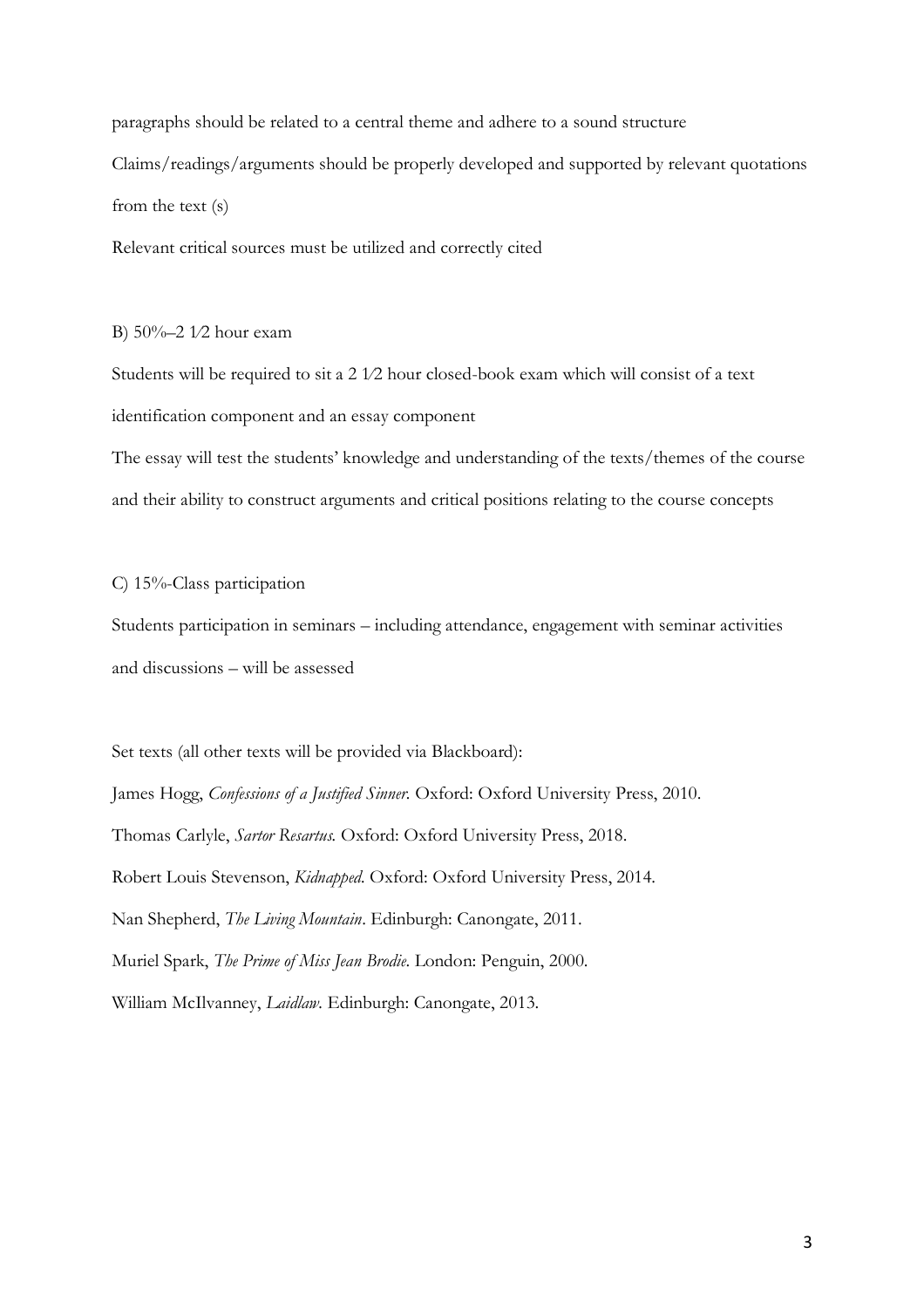paragraphs should be related to a central theme and adhere to a sound structure

Claims/readings/arguments should be properly developed and supported by relevant quotations from the text (s)

Relevant critical sources must be utilized and correctly cited

B) 50%–2 1⁄2 hour exam

Students will be required to sit a 2 1⁄2 hour closed-book exam which will consist of a text identification component and an essay component

The essay will test the students' knowledge and understanding of the texts/themes of the course and their ability to construct arguments and critical positions relating to the course concepts

C) 15%-Class participation

Students participation in seminars – including attendance, engagement with seminar activities and discussions – will be assessed

Set texts (all other texts will be provided via Blackboard):

James Hogg, *Confessions of a Justified Sinner.* Oxford: Oxford University Press, 2010.

Thomas Carlyle, *Sartor Resartus.* Oxford: Oxford University Press, 2018.

Robert Louis Stevenson, *Kidnapped.* Oxford: Oxford University Press, 2014.

Nan Shepherd, *The Living Mountain*. Edinburgh: Canongate, 2011.

Muriel Spark, *The Prime of Miss Jean Brodie.* London: Penguin, 2000.

William McIlvanney, *Laidlaw.* Edinburgh: Canongate, 2013.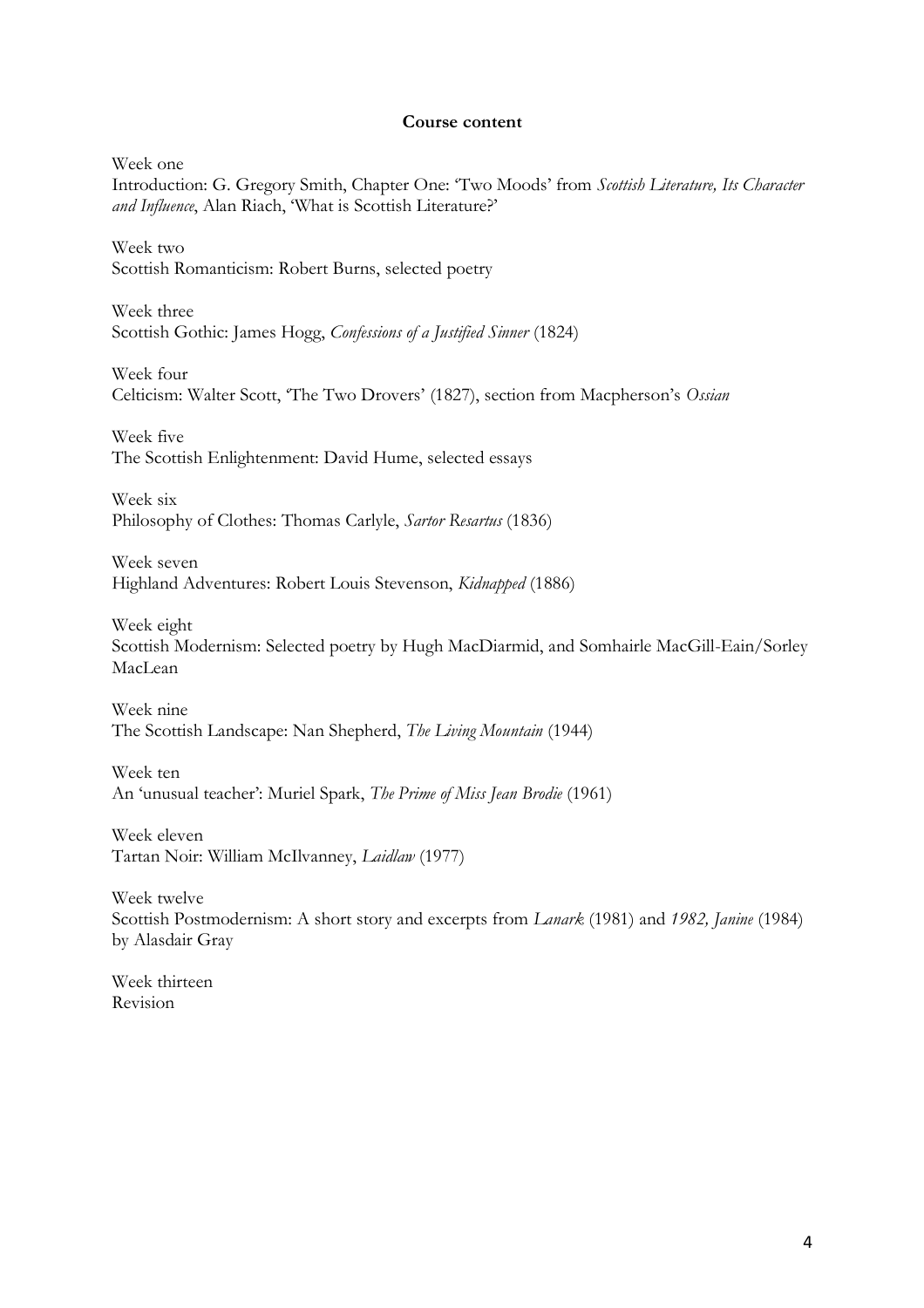**Course content**

Week one
Introduction: G. Gregory Smith, Chapter One: 'Two Moods' from *Scottish Literature, Its Character and Influence*, Alan Riach, 'What is Scottish Literature?'

Week two
Scottish Romanticism: Robert Burns, selected poetry

Week three
Scottish Gothic: James Hogg, *Confessions of a Justified Sinner* (1824)

Week four
Celticism: Walter Scott, 'The Two Drovers' (1827), section from Macpherson's *Ossian*

Week five
The Scottish Enlightenment: David Hume, selected essays

Week six
Philosophy of Clothes: Thomas Carlyle, *Sartor Resartus* (1836)

Week seven
Highland Adventures: Robert Louis Stevenson, *Kidnapped* (1886)

Week eight
Scottish Modernism: Selected poetry by Hugh MacDiarmid, and Somhairle MacGill-Eain/Sorley MacLean

Week nine
The Scottish Landscape: Nan Shepherd, *The Living Mountain* (1944)

Week ten
An 'unusual teacher': Muriel Spark, *The Prime of Miss Jean Brodie* (1961)

Week eleven
Tartan Noir: William McIlvanney, *Laidlaw* (1977)

Week twelve
Scottish Postmodernism: A short story and excerpts from *Lanark* (1981) and *1982, Janine* (1984) by Alasdair Gray

Week thirteen
Revision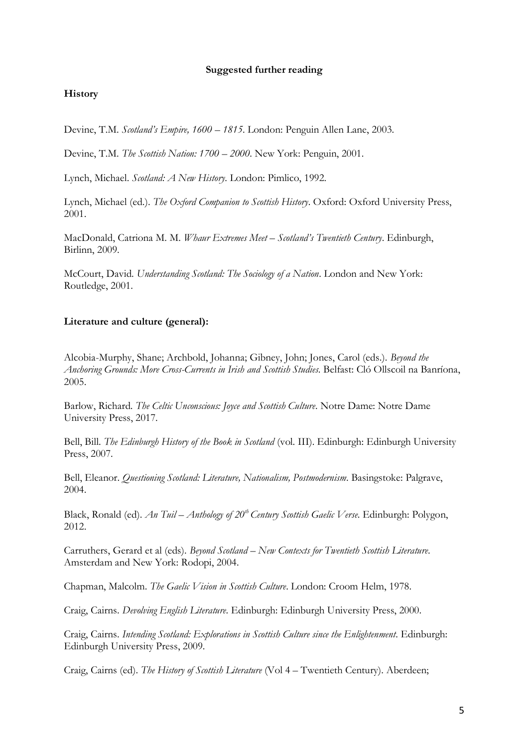**Suggested further reading**

**History**

Devine, T.M. *Scotland's Empire, 1600 – 1815*. London: Penguin Allen Lane, 2003.

Devine, T.M. *The Scottish Nation: 1700 – 2000*. New York: Penguin, 2001.

Lynch, Michael. *Scotland: A New History*. London: Pimlico, 1992.

Lynch, Michael (ed.). *The Oxford Companion to Scottish History*. Oxford: Oxford University Press, 2001.

MacDonald, Catriona M. M. *Whaur Extremes Meet – Scotland's Twentieth Century*. Edinburgh, Birlinn, 2009.

McCourt, David. *Understanding Scotland: The Sociology of a Nation*. London and New York: Routledge, 2001.

**Literature and culture (general):**

Alcobia-Murphy, Shane; Archbold, Johanna; Gibney, John; Jones, Carol (eds.). *Beyond the Anchoring Grounds: More Cross-Currents in Irish and Scottish Studies*. Belfast: Cló Ollscoil na Banríona, 2005.

Barlow, Richard. *The Celtic Unconscious: Joyce and Scottish Culture*. Notre Dame: Notre Dame University Press, 2017.

Bell, Bill. *The Edinburgh History of the Book in Scotland* (vol. III). Edinburgh: Edinburgh University Press, 2007.

Bell, Eleanor. *Questioning Scotland: Literature, Nationalism, Postmodernism*. Basingstoke: Palgrave, 2004.

Black, Ronald (ed). *An Tuil – Anthology of 20th Century Scottish Gaelic Verse*. Edinburgh: Polygon, 2012.

Carruthers, Gerard et al (eds). *Beyond Scotland – New Contexts for Twentieth Scottish Literature*. Amsterdam and New York: Rodopi, 2004.

Chapman, Malcolm. *The Gaelic Vision in Scottish Culture*. London: Croom Helm, 1978.

Craig, Cairns. *Devolving English Literature*. Edinburgh: Edinburgh University Press, 2000.

Craig, Cairns. *Intending Scotland: Explorations in Scottish Culture since the Enlightenment*. Edinburgh: Edinburgh University Press, 2009.

Craig, Cairns (ed). *The History of Scottish Literature* (Vol 4 – Twentieth Century). Aberdeen;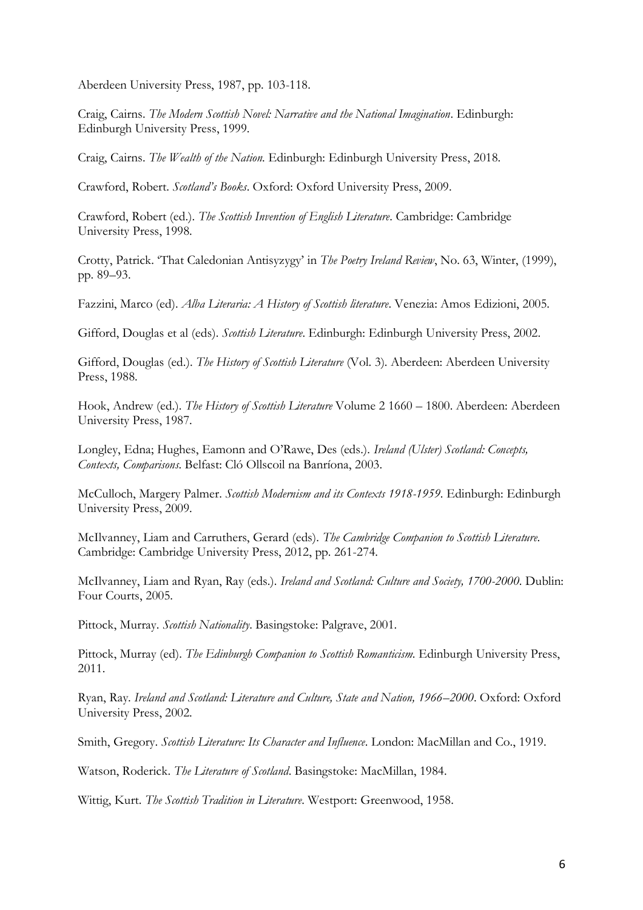Aberdeen University Press, 1987, pp. 103-118.

Craig, Cairns. *The Modern Scottish Novel: Narrative and the National Imagination*. Edinburgh: Edinburgh University Press, 1999.

Craig, Cairns. *The Wealth of the Nation*. Edinburgh: Edinburgh University Press, 2018.

Crawford, Robert. *Scotland's Books*. Oxford: Oxford University Press, 2009.

Crawford, Robert (ed.). *The Scottish Invention of English Literature*. Cambridge: Cambridge University Press, 1998.

Crotty, Patrick. 'That Caledonian Antisyzygy' in *The Poetry Ireland Review*, No. 63, Winter, (1999), pp. 89–93.

Fazzini, Marco (ed). *Alba Literaria: A History of Scottish literature*. Venezia: Amos Edizioni, 2005.

Gifford, Douglas et al (eds). *Scottish Literature*. Edinburgh: Edinburgh University Press, 2002.

Gifford, Douglas (ed.). *The History of Scottish Literature* (Vol. 3). Aberdeen: Aberdeen University Press, 1988.

Hook, Andrew (ed.). *The History of Scottish Literature* Volume 2 1660 – 1800. Aberdeen: Aberdeen University Press, 1987.

Longley, Edna; Hughes, Eamonn and O'Rawe, Des (eds.). *Ireland (Ulster) Scotland: Concepts, Contexts, Comparisons*. Belfast: Cló Ollscoil na Banríona, 2003.

McCulloch, Margery Palmer. *Scottish Modernism and its Contexts 1918-1959*. Edinburgh: Edinburgh University Press, 2009.

McIlvanney, Liam and Carruthers, Gerard (eds). *The Cambridge Companion to Scottish Literature*. Cambridge: Cambridge University Press, 2012, pp. 261-274.

McIlvanney, Liam and Ryan, Ray (eds.). *Ireland and Scotland: Culture and Society, 1700-2000*. Dublin: Four Courts, 2005.

Pittock, Murray. *Scottish Nationality*. Basingstoke: Palgrave, 2001.

Pittock, Murray (ed). *The Edinburgh Companion to Scottish Romanticism*. Edinburgh University Press, 2011.

Ryan, Ray. *Ireland and Scotland: Literature and Culture, State and Nation, 1966–2000*. Oxford: Oxford University Press, 2002.

Smith, Gregory. *Scottish Literature: Its Character and Influence*. London: MacMillan and Co., 1919.

Watson, Roderick. *The Literature of Scotland*. Basingstoke: MacMillan, 1984.

Wittig, Kurt. *The Scottish Tradition in Literature*. Westport: Greenwood, 1958.